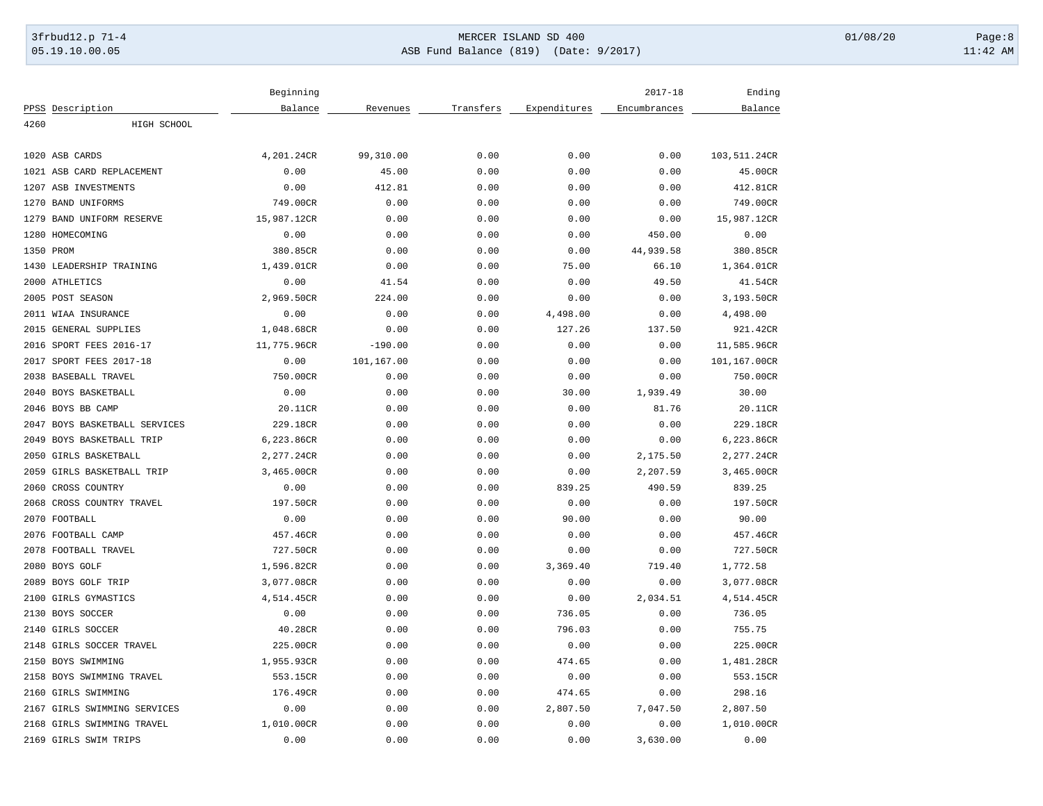# MERCER ISLAND SD 400

## ASB Fund Balance (819) (Date: 9/2017)

| PPSS | Description | Beginning Balance | Revenues | Transfers | Expenditures | 2017-18 Encumbrances | Ending Balance |
|---|---|---|---|---|---|---|---|
| 4260 | HIGH SCHOOL | | | | | | |
| 1020 | ASB CARDS | 4,201.24CR | 99,310.00 | 0.00 | 0.00 | 0.00 | 103,511.24CR |
| 1021 | ASB CARD REPLACEMENT | 0.00 | 45.00 | 0.00 | 0.00 | 0.00 | 45.00CR |
| 1207 | ASB INVESTMENTS | 0.00 | 412.81 | 0.00 | 0.00 | 0.00 | 412.81CR |
| 1270 | BAND UNIFORMS | 749.00CR | 0.00 | 0.00 | 0.00 | 0.00 | 749.00CR |
| 1279 | BAND UNIFORM RESERVE | 15,987.12CR | 0.00 | 0.00 | 0.00 | 0.00 | 15,987.12CR |
| 1280 | HOMECOMING | 0.00 | 0.00 | 0.00 | 0.00 | 450.00 | 0.00 |
| 1350 | PROM | 380.85CR | 0.00 | 0.00 | 0.00 | 44,939.58 | 380.85CR |
| 1430 | LEADERSHIP TRAINING | 1,439.01CR | 0.00 | 0.00 | 75.00 | 66.10 | 1,364.01CR |
| 2000 | ATHLETICS | 0.00 | 41.54 | 0.00 | 0.00 | 49.50 | 41.54CR |
| 2005 | POST SEASON | 2,969.50CR | 224.00 | 0.00 | 0.00 | 0.00 | 3,193.50CR |
| 2011 | WIAA INSURANCE | 0.00 | 0.00 | 0.00 | 4,498.00 | 0.00 | 4,498.00 |
| 2015 | GENERAL SUPPLIES | 1,048.68CR | 0.00 | 0.00 | 127.26 | 137.50 | 921.42CR |
| 2016 | SPORT FEES 2016-17 | 11,775.96CR | -190.00 | 0.00 | 0.00 | 0.00 | 11,585.96CR |
| 2017 | SPORT FEES 2017-18 | 0.00 | 101,167.00 | 0.00 | 0.00 | 0.00 | 101,167.00CR |
| 2038 | BASEBALL TRAVEL | 750.00CR | 0.00 | 0.00 | 0.00 | 0.00 | 750.00CR |
| 2040 | BOYS BASKETBALL | 0.00 | 0.00 | 0.00 | 30.00 | 1,939.49 | 30.00 |
| 2046 | BOYS BB CAMP | 20.11CR | 0.00 | 0.00 | 0.00 | 81.76 | 20.11CR |
| 2047 | BOYS BASKETBALL SERVICES | 229.18CR | 0.00 | 0.00 | 0.00 | 0.00 | 229.18CR |
| 2049 | BOYS BASKETBALL TRIP | 6,223.86CR | 0.00 | 0.00 | 0.00 | 0.00 | 6,223.86CR |
| 2050 | GIRLS BASKETBALL | 2,277.24CR | 0.00 | 0.00 | 0.00 | 2,175.50 | 2,277.24CR |
| 2059 | GIRLS BASKETBALL TRIP | 3,465.00CR | 0.00 | 0.00 | 0.00 | 2,207.59 | 3,465.00CR |
| 2060 | CROSS COUNTRY | 0.00 | 0.00 | 0.00 | 839.25 | 490.59 | 839.25 |
| 2068 | CROSS COUNTRY TRAVEL | 197.50CR | 0.00 | 0.00 | 0.00 | 0.00 | 197.50CR |
| 2070 | FOOTBALL | 0.00 | 0.00 | 0.00 | 90.00 | 0.00 | 90.00 |
| 2076 | FOOTBALL CAMP | 457.46CR | 0.00 | 0.00 | 0.00 | 0.00 | 457.46CR |
| 2078 | FOOTBALL TRAVEL | 727.50CR | 0.00 | 0.00 | 0.00 | 0.00 | 727.50CR |
| 2080 | BOYS GOLF | 1,596.82CR | 0.00 | 0.00 | 3,369.40 | 719.40 | 1,772.58 |
| 2089 | BOYS GOLF TRIP | 3,077.08CR | 0.00 | 0.00 | 0.00 | 0.00 | 3,077.08CR |
| 2100 | GIRLS GYMASTICS | 4,514.45CR | 0.00 | 0.00 | 0.00 | 2,034.51 | 4,514.45CR |
| 2130 | BOYS SOCCER | 0.00 | 0.00 | 0.00 | 736.05 | 0.00 | 736.05 |
| 2140 | GIRLS SOCCER | 40.28CR | 0.00 | 0.00 | 796.03 | 0.00 | 755.75 |
| 2148 | GIRLS SOCCER TRAVEL | 225.00CR | 0.00 | 0.00 | 0.00 | 0.00 | 225.00CR |
| 2150 | BOYS SWIMMING | 1,955.93CR | 0.00 | 0.00 | 474.65 | 0.00 | 1,481.28CR |
| 2158 | BOYS SWIMMING TRAVEL | 553.15CR | 0.00 | 0.00 | 0.00 | 0.00 | 553.15CR |
| 2160 | GIRLS SWIMMING | 176.49CR | 0.00 | 0.00 | 474.65 | 0.00 | 298.16 |
| 2167 | GIRLS SWIMMING SERVICES | 0.00 | 0.00 | 0.00 | 2,807.50 | 7,047.50 | 2,807.50 |
| 2168 | GIRLS SWIMMING TRAVEL | 1,010.00CR | 0.00 | 0.00 | 0.00 | 0.00 | 1,010.00CR |
| 2169 | GIRLS SWIM TRIPS | 0.00 | 0.00 | 0.00 | 0.00 | 3,630.00 | 0.00 |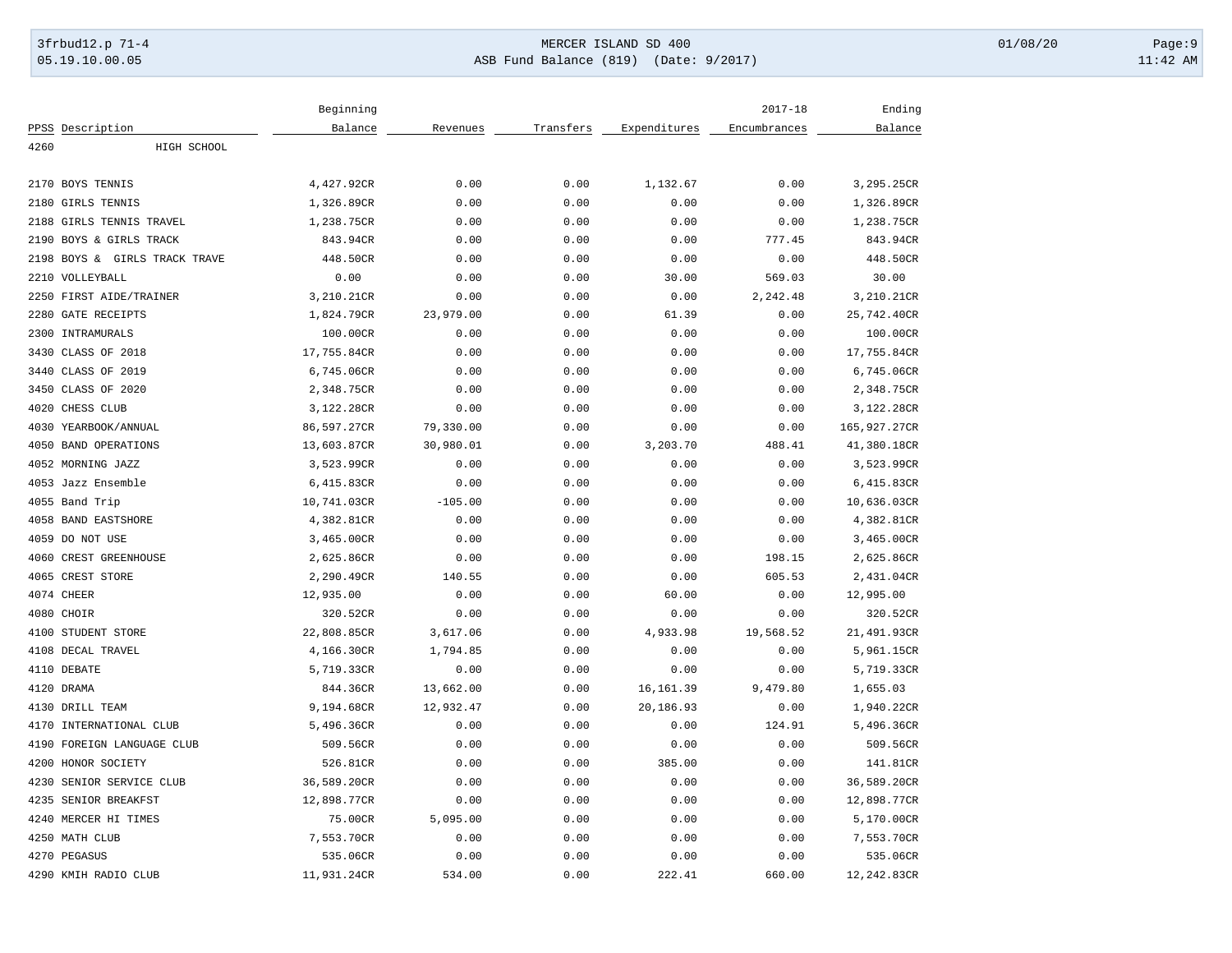| PPSS | Description | Beginning Balance | Revenues | Transfers | Expenditures | 2017-18 Encumbrances | Ending Balance |
|---|---|---|---|---|---|---|---|
| 4260 | HIGH SCHOOL | | | | | | |
| 2170 | BOYS TENNIS | 4,427.92CR | 0.00 | 0.00 | 1,132.67 | 0.00 | 3,295.25CR |
| 2180 | GIRLS TENNIS | 1,326.89CR | 0.00 | 0.00 | 0.00 | 0.00 | 1,326.89CR |
| 2188 | GIRLS TENNIS TRAVEL | 1,238.75CR | 0.00 | 0.00 | 0.00 | 0.00 | 1,238.75CR |
| 2190 | BOYS & GIRLS TRACK | 843.94CR | 0.00 | 0.00 | 0.00 | 777.45 | 843.94CR |
| 2198 | BOYS & GIRLS TRACK TRAVE | 448.50CR | 0.00 | 0.00 | 0.00 | 0.00 | 448.50CR |
| 2210 | VOLLEYBALL | 0.00 | 0.00 | 0.00 | 30.00 | 569.03 | 30.00 |
| 2250 | FIRST AIDE/TRAINER | 3,210.21CR | 0.00 | 0.00 | 0.00 | 2,242.48 | 3,210.21CR |
| 2280 | GATE RECEIPTS | 1,824.79CR | 23,979.00 | 0.00 | 61.39 | 0.00 | 25,742.40CR |
| 2300 | INTRAMURALS | 100.00CR | 0.00 | 0.00 | 0.00 | 0.00 | 100.00CR |
| 3430 | CLASS OF 2018 | 17,755.84CR | 0.00 | 0.00 | 0.00 | 0.00 | 17,755.84CR |
| 3440 | CLASS OF 2019 | 6,745.06CR | 0.00 | 0.00 | 0.00 | 0.00 | 6,745.06CR |
| 3450 | CLASS OF 2020 | 2,348.75CR | 0.00 | 0.00 | 0.00 | 0.00 | 2,348.75CR |
| 4020 | CHESS CLUB | 3,122.28CR | 0.00 | 0.00 | 0.00 | 0.00 | 3,122.28CR |
| 4030 | YEARBOOK/ANNUAL | 86,597.27CR | 79,330.00 | 0.00 | 0.00 | 0.00 | 165,927.27CR |
| 4050 | BAND OPERATIONS | 13,603.87CR | 30,980.01 | 0.00 | 3,203.70 | 488.41 | 41,380.18CR |
| 4052 | MORNING JAZZ | 3,523.99CR | 0.00 | 0.00 | 0.00 | 0.00 | 3,523.99CR |
| 4053 | Jazz Ensemble | 6,415.83CR | 0.00 | 0.00 | 0.00 | 0.00 | 6,415.83CR |
| 4055 | Band Trip | 10,741.03CR | -105.00 | 0.00 | 0.00 | 0.00 | 10,636.03CR |
| 4058 | BAND EASTSHORE | 4,382.81CR | 0.00 | 0.00 | 0.00 | 0.00 | 4,382.81CR |
| 4059 | DO NOT USE | 3,465.00CR | 0.00 | 0.00 | 0.00 | 0.00 | 3,465.00CR |
| 4060 | CREST GREENHOUSE | 2,625.86CR | 0.00 | 0.00 | 0.00 | 198.15 | 2,625.86CR |
| 4065 | CREST STORE | 2,290.49CR | 140.55 | 0.00 | 0.00 | 605.53 | 2,431.04CR |
| 4074 | CHEER | 12,935.00 | 0.00 | 0.00 | 60.00 | 0.00 | 12,995.00 |
| 4080 | CHOIR | 320.52CR | 0.00 | 0.00 | 0.00 | 0.00 | 320.52CR |
| 4100 | STUDENT STORE | 22,808.85CR | 3,617.06 | 0.00 | 4,933.98 | 19,568.52 | 21,491.93CR |
| 4108 | DECAL TRAVEL | 4,166.30CR | 1,794.85 | 0.00 | 0.00 | 0.00 | 5,961.15CR |
| 4110 | DEBATE | 5,719.33CR | 0.00 | 0.00 | 0.00 | 0.00 | 5,719.33CR |
| 4120 | DRAMA | 844.36CR | 13,662.00 | 0.00 | 16,161.39 | 9,479.80 | 1,655.03 |
| 4130 | DRILL TEAM | 9,194.68CR | 12,932.47 | 0.00 | 20,186.93 | 0.00 | 1,940.22CR |
| 4170 | INTERNATIONAL CLUB | 5,496.36CR | 0.00 | 0.00 | 0.00 | 124.91 | 5,496.36CR |
| 4190 | FOREIGN LANGUAGE CLUB | 509.56CR | 0.00 | 0.00 | 0.00 | 0.00 | 509.56CR |
| 4200 | HONOR SOCIETY | 526.81CR | 0.00 | 0.00 | 385.00 | 0.00 | 141.81CR |
| 4230 | SENIOR SERVICE CLUB | 36,589.20CR | 0.00 | 0.00 | 0.00 | 0.00 | 36,589.20CR |
| 4235 | SENIOR BREAKFST | 12,898.77CR | 0.00 | 0.00 | 0.00 | 0.00 | 12,898.77CR |
| 4240 | MERCER HI TIMES | 75.00CR | 5,095.00 | 0.00 | 0.00 | 0.00 | 5,170.00CR |
| 4250 | MATH CLUB | 7,553.70CR | 0.00 | 0.00 | 0.00 | 0.00 | 7,553.70CR |
| 4270 | PEGASUS | 535.06CR | 0.00 | 0.00 | 0.00 | 0.00 | 535.06CR |
| 4290 | KMIH RADIO CLUB | 11,931.24CR | 534.00 | 0.00 | 222.41 | 660.00 | 12,242.83CR |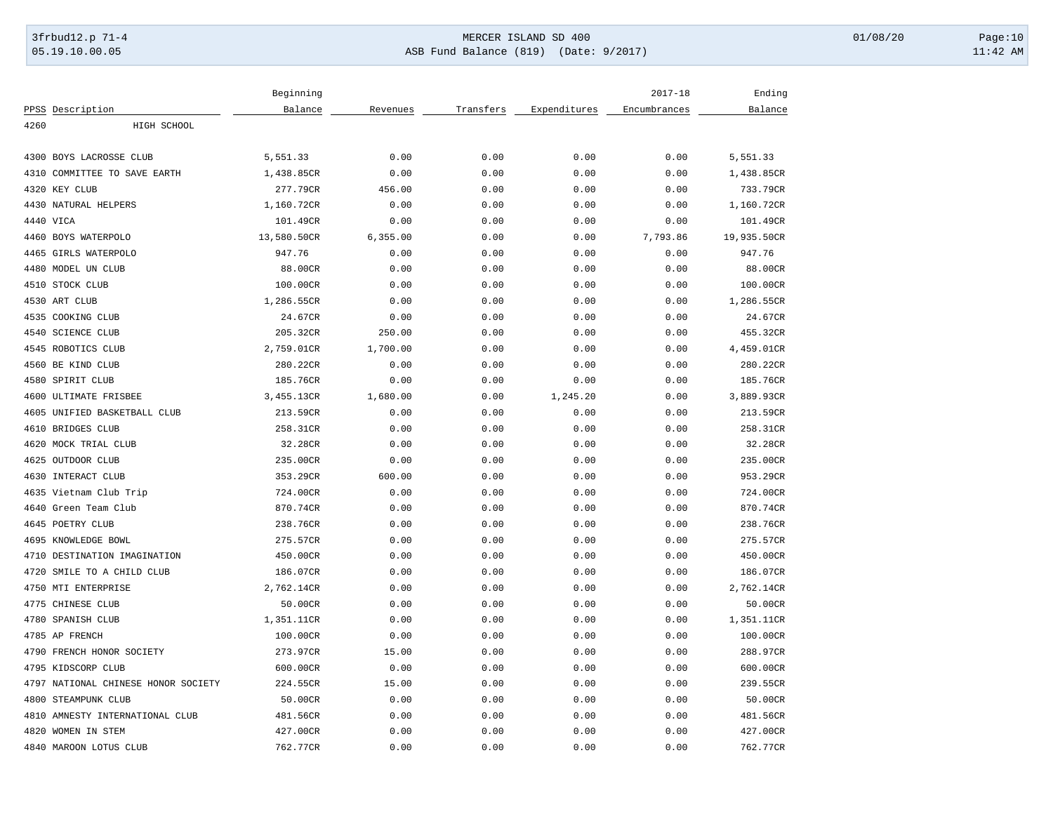| PPSS | Description | Beginning Balance | Revenues | Transfers | Expenditures | 2017-18 Encumbrances | Ending Balance |
|---|---|---|---|---|---|---|---|
| 4260 | HIGH SCHOOL | | | | | | |
| 4300 | BOYS LACROSSE CLUB | 5,551.33 | 0.00 | 0.00 | 0.00 | 0.00 | 5,551.33 |
| 4310 | COMMITTEE TO SAVE EARTH | 1,438.85CR | 0.00 | 0.00 | 0.00 | 0.00 | 1,438.85CR |
| 4320 | KEY CLUB | 277.79CR | 456.00 | 0.00 | 0.00 | 0.00 | 733.79CR |
| 4430 | NATURAL HELPERS | 1,160.72CR | 0.00 | 0.00 | 0.00 | 0.00 | 1,160.72CR |
| 4440 | VICA | 101.49CR | 0.00 | 0.00 | 0.00 | 0.00 | 101.49CR |
| 4460 | BOYS WATERPOLO | 13,580.50CR | 6,355.00 | 0.00 | 0.00 | 7,793.86 | 19,935.50CR |
| 4465 | GIRLS WATERPOLO | 947.76 | 0.00 | 0.00 | 0.00 | 0.00 | 947.76 |
| 4480 | MODEL UN CLUB | 88.00CR | 0.00 | 0.00 | 0.00 | 0.00 | 88.00CR |
| 4510 | STOCK CLUB | 100.00CR | 0.00 | 0.00 | 0.00 | 0.00 | 100.00CR |
| 4530 | ART CLUB | 1,286.55CR | 0.00 | 0.00 | 0.00 | 0.00 | 1,286.55CR |
| 4535 | COOKING CLUB | 24.67CR | 0.00 | 0.00 | 0.00 | 0.00 | 24.67CR |
| 4540 | SCIENCE CLUB | 205.32CR | 250.00 | 0.00 | 0.00 | 0.00 | 455.32CR |
| 4545 | ROBOTICS CLUB | 2,759.01CR | 1,700.00 | 0.00 | 0.00 | 0.00 | 4,459.01CR |
| 4560 | BE KIND CLUB | 280.22CR | 0.00 | 0.00 | 0.00 | 0.00 | 280.22CR |
| 4580 | SPIRIT CLUB | 185.76CR | 0.00 | 0.00 | 0.00 | 0.00 | 185.76CR |
| 4600 | ULTIMATE FRISBEE | 3,455.13CR | 1,680.00 | 0.00 | 1,245.20 | 0.00 | 3,889.93CR |
| 4605 | UNIFIED BASKETBALL CLUB | 213.59CR | 0.00 | 0.00 | 0.00 | 0.00 | 213.59CR |
| 4610 | BRIDGES CLUB | 258.31CR | 0.00 | 0.00 | 0.00 | 0.00 | 258.31CR |
| 4620 | MOCK TRIAL CLUB | 32.28CR | 0.00 | 0.00 | 0.00 | 0.00 | 32.28CR |
| 4625 | OUTDOOR CLUB | 235.00CR | 0.00 | 0.00 | 0.00 | 0.00 | 235.00CR |
| 4630 | INTERACT CLUB | 353.29CR | 600.00 | 0.00 | 0.00 | 0.00 | 953.29CR |
| 4635 | Vietnam Club Trip | 724.00CR | 0.00 | 0.00 | 0.00 | 0.00 | 724.00CR |
| 4640 | Green Team Club | 870.74CR | 0.00 | 0.00 | 0.00 | 0.00 | 870.74CR |
| 4645 | POETRY CLUB | 238.76CR | 0.00 | 0.00 | 0.00 | 0.00 | 238.76CR |
| 4695 | KNOWLEDGE BOWL | 275.57CR | 0.00 | 0.00 | 0.00 | 0.00 | 275.57CR |
| 4710 | DESTINATION IMAGINATION | 450.00CR | 0.00 | 0.00 | 0.00 | 0.00 | 450.00CR |
| 4720 | SMILE TO A CHILD CLUB | 186.07CR | 0.00 | 0.00 | 0.00 | 0.00 | 186.07CR |
| 4750 | MTI ENTERPRISE | 2,762.14CR | 0.00 | 0.00 | 0.00 | 0.00 | 2,762.14CR |
| 4775 | CHINESE CLUB | 50.00CR | 0.00 | 0.00 | 0.00 | 0.00 | 50.00CR |
| 4780 | SPANISH CLUB | 1,351.11CR | 0.00 | 0.00 | 0.00 | 0.00 | 1,351.11CR |
| 4785 | AP FRENCH | 100.00CR | 0.00 | 0.00 | 0.00 | 0.00 | 100.00CR |
| 4790 | FRENCH HONOR SOCIETY | 273.97CR | 15.00 | 0.00 | 0.00 | 0.00 | 288.97CR |
| 4795 | KIDSCORP CLUB | 600.00CR | 0.00 | 0.00 | 0.00 | 0.00 | 600.00CR |
| 4797 | NATIONAL CHINESE HONOR SOCIETY | 224.55CR | 15.00 | 0.00 | 0.00 | 0.00 | 239.55CR |
| 4800 | STEAMPUNK CLUB | 50.00CR | 0.00 | 0.00 | 0.00 | 0.00 | 50.00CR |
| 4810 | AMNESTY INTERNATIONAL CLUB | 481.56CR | 0.00 | 0.00 | 0.00 | 0.00 | 481.56CR |
| 4820 | WOMEN IN STEM | 427.00CR | 0.00 | 0.00 | 0.00 | 0.00 | 427.00CR |
| 4840 | MAROON LOTUS CLUB | 762.77CR | 0.00 | 0.00 | 0.00 | 0.00 | 762.77CR |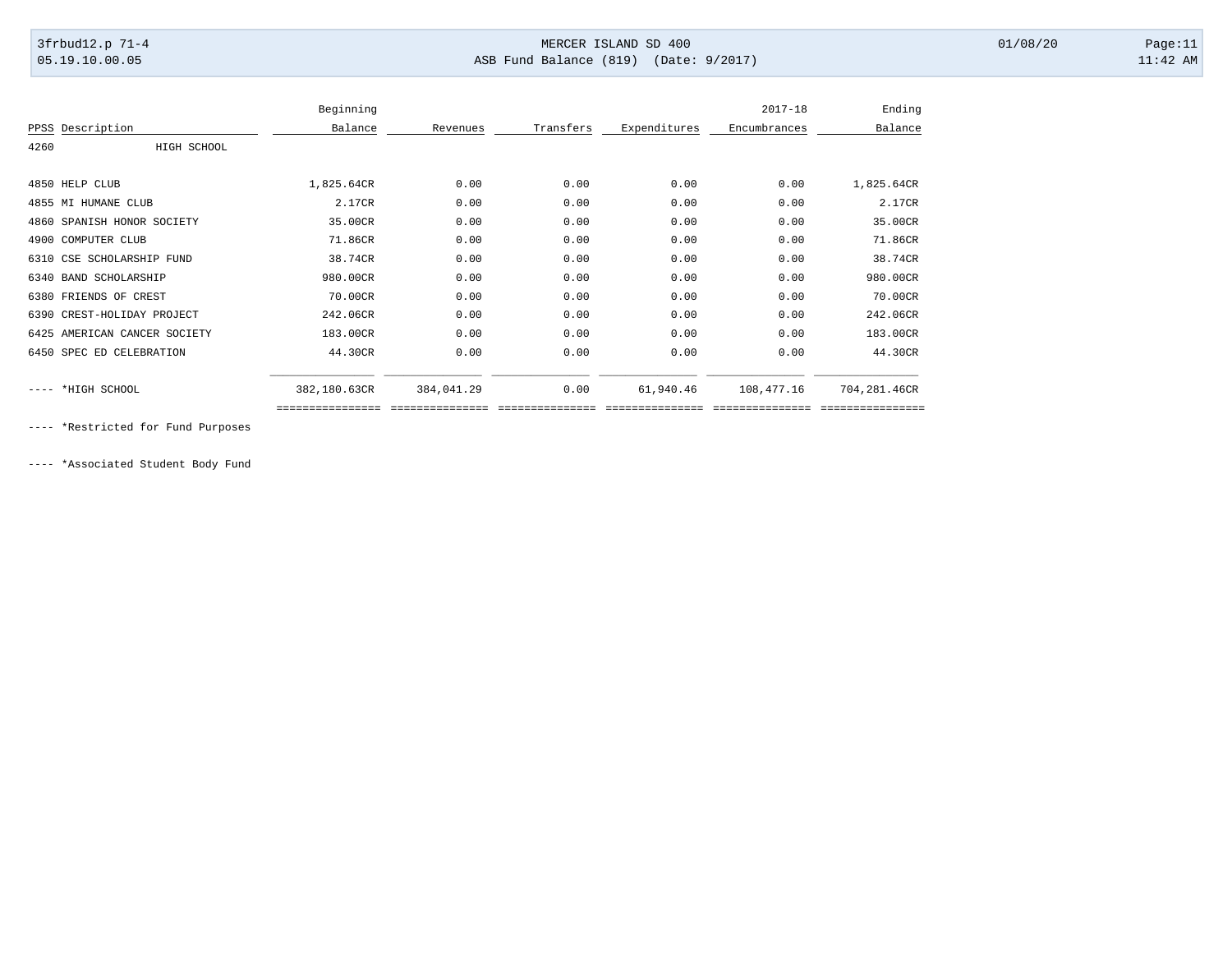| PPSS | Description | Beginning Balance | Revenues | Transfers | Expenditures | 2017-18 Encumbrances | Ending Balance |
|---|---|---|---|---|---|---|---|
| 4260 | HIGH SCHOOL | | | | | | |
| 4850 | HELP CLUB | 1,825.64CR | 0.00 | 0.00 | 0.00 | 0.00 | 1,825.64CR |
| 4855 | MI HUMANE CLUB | 2.17CR | 0.00 | 0.00 | 0.00 | 0.00 | 2.17CR |
| 4860 | SPANISH HONOR SOCIETY | 35.00CR | 0.00 | 0.00 | 0.00 | 0.00 | 35.00CR |
| 4900 | COMPUTER CLUB | 71.86CR | 0.00 | 0.00 | 0.00 | 0.00 | 71.86CR |
| 6310 | CSE SCHOLARSHIP FUND | 38.74CR | 0.00 | 0.00 | 0.00 | 0.00 | 38.74CR |
| 6340 | BAND SCHOLARSHIP | 980.00CR | 0.00 | 0.00 | 0.00 | 0.00 | 980.00CR |
| 6380 | FRIENDS OF CREST | 70.00CR | 0.00 | 0.00 | 0.00 | 0.00 | 70.00CR |
| 6390 | CREST-HOLIDAY PROJECT | 242.06CR | 0.00 | 0.00 | 0.00 | 0.00 | 242.06CR |
| 6425 | AMERICAN CANCER SOCIETY | 183.00CR | 0.00 | 0.00 | 0.00 | 0.00 | 183.00CR |
| 6450 | SPEC ED CELEBRATION | 44.30CR | 0.00 | 0.00 | 0.00 | 0.00 | 44.30CR |
| ---- | *HIGH SCHOOL | 382,180.63CR | 384,041.29 | 0.00 | 61,940.46 | 108,477.16 | 704,281.46CR |

---- *Restricted for Fund Purposes

---- *Associated Student Body Fund